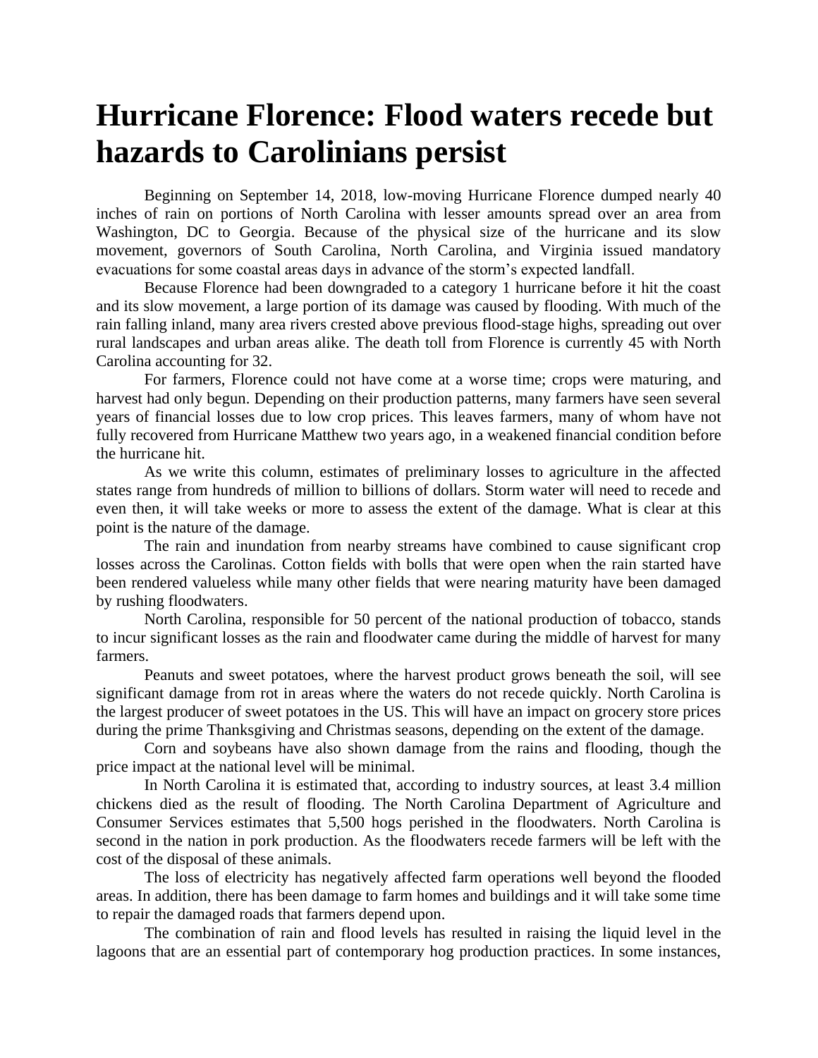# Hurricane Florence: Flood waters recede but hazards to Carolinians persist

Beginning on September 14, 2018, low-moving Hurricane Florence dumped nearly 40 inches of rain on portions of North Carolina with lesser amounts spread over an area from Washington, DC to Georgia. Because of the physical size of the hurricane and its slow movement, governors of South Carolina, North Carolina, and Virginia issued mandatory evacuations for some coastal areas days in advance of the storm's expected landfall.

Because Florence had been downgraded to a category 1 hurricane before it hit the coast and its slow movement, a large portion of its damage was caused by flooding. With much of the rain falling inland, many area rivers crested above previous flood-stage highs, spreading out over rural landscapes and urban areas alike. The death toll from Florence is currently 45 with North Carolina accounting for 32.

For farmers, Florence could not have come at a worse time; crops were maturing, and harvest had only begun. Depending on their production patterns, many farmers have seen several years of financial losses due to low crop prices. This leaves farmers, many of whom have not fully recovered from Hurricane Matthew two years ago, in a weakened financial condition before the hurricane hit.

As we write this column, estimates of preliminary losses to agriculture in the affected states range from hundreds of million to billions of dollars. Storm water will need to recede and even then, it will take weeks or more to assess the extent of the damage. What is clear at this point is the nature of the damage.

The rain and inundation from nearby streams have combined to cause significant crop losses across the Carolinas. Cotton fields with bolls that were open when the rain started have been rendered valueless while many other fields that were nearing maturity have been damaged by rushing floodwaters.

North Carolina, responsible for 50 percent of the national production of tobacco, stands to incur significant losses as the rain and floodwater came during the middle of harvest for many farmers.

Peanuts and sweet potatoes, where the harvest product grows beneath the soil, will see significant damage from rot in areas where the waters do not recede quickly. North Carolina is the largest producer of sweet potatoes in the US. This will have an impact on grocery store prices during the prime Thanksgiving and Christmas seasons, depending on the extent of the damage.

Corn and soybeans have also shown damage from the rains and flooding, though the price impact at the national level will be minimal.

In North Carolina it is estimated that, according to industry sources, at least 3.4 million chickens died as the result of flooding. The North Carolina Department of Agriculture and Consumer Services estimates that 5,500 hogs perished in the floodwaters. North Carolina is second in the nation in pork production. As the floodwaters recede farmers will be left with the cost of the disposal of these animals.

The loss of electricity has negatively affected farm operations well beyond the flooded areas. In addition, there has been damage to farm homes and buildings and it will take some time to repair the damaged roads that farmers depend upon.

The combination of rain and flood levels has resulted in raising the liquid level in the lagoons that are an essential part of contemporary hog production practices. In some instances,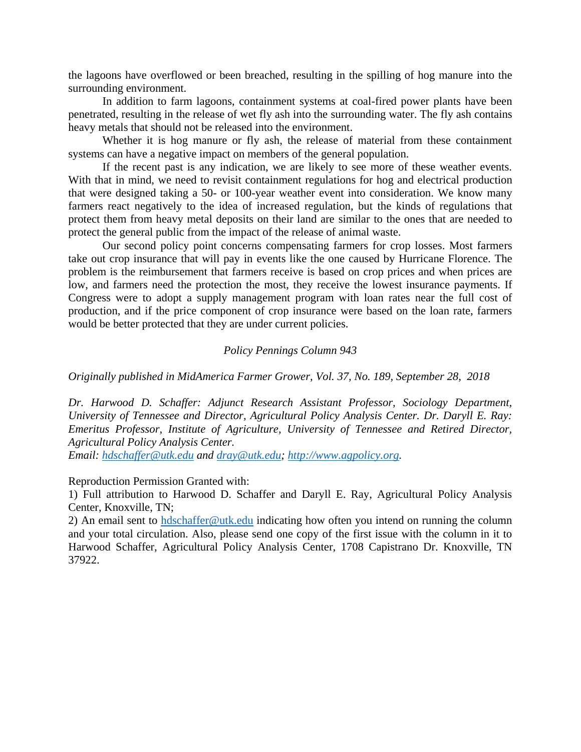the lagoons have overflowed or been breached, resulting in the spilling of hog manure into the surrounding environment.

In addition to farm lagoons, containment systems at coal-fired power plants have been penetrated, resulting in the release of wet fly ash into the surrounding water. The fly ash contains heavy metals that should not be released into the environment.

Whether it is hog manure or fly ash, the release of material from these containment systems can have a negative impact on members of the general population.

If the recent past is any indication, we are likely to see more of these weather events. With that in mind, we need to revisit containment regulations for hog and electrical production that were designed taking a 50- or 100-year weather event into consideration. We know many farmers react negatively to the idea of increased regulation, but the kinds of regulations that protect them from heavy metal deposits on their land are similar to the ones that are needed to protect the general public from the impact of the release of animal waste.

Our second policy point concerns compensating farmers for crop losses. Most farmers take out crop insurance that will pay in events like the one caused by Hurricane Florence. The problem is the reimbursement that farmers receive is based on crop prices and when prices are low, and farmers need the protection the most, they receive the lowest insurance payments. If Congress were to adopt a supply management program with loan rates near the full cost of production, and if the price component of crop insurance were based on the loan rate, farmers would be better protected that they are under current policies.

*Policy Pennings Column 943*

*Originally published in MidAmerica Farmer Grower, Vol. 37, No. 189, September 28, 2018*

*Dr. Harwood D. Schaffer: Adjunct Research Assistant Professor, Sociology Department, University of Tennessee and Director, Agricultural Policy Analysis Center. Dr. Daryll E. Ray: Emeritus Professor, Institute of Agriculture, University of Tennessee and Retired Director, Agricultural Policy Analysis Center.*
*Email: hdschaffer@utk.edu and dray@utk.edu; http://www.agpolicy.org.*

Reproduction Permission Granted with:
1) Full attribution to Harwood D. Schaffer and Daryll E. Ray, Agricultural Policy Analysis Center, Knoxville, TN;
2) An email sent to hdschaffer@utk.edu indicating how often you intend on running the column and your total circulation. Also, please send one copy of the first issue with the column in it to Harwood Schaffer, Agricultural Policy Analysis Center, 1708 Capistrano Dr. Knoxville, TN 37922.